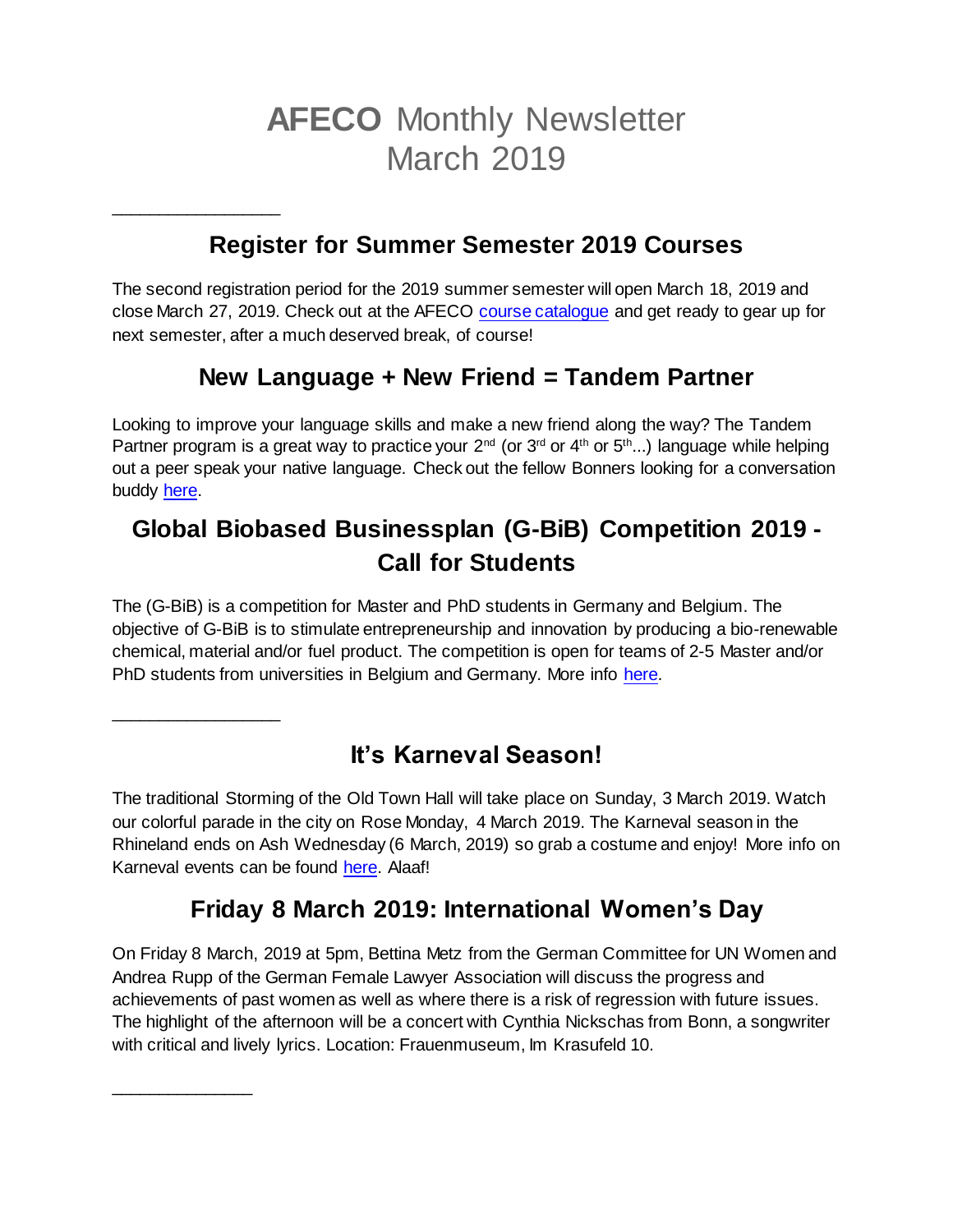# **AFECO** Monthly Newsletter
# March 2019

---

## Register for Summer Semester 2019 Courses

The second registration period for the 2019 summer semester will open March 18, 2019 and close March 27, 2019. Check out at the AFECO course catalogue and get ready to gear up for next semester, after a much deserved break, of course!

## New Language + New Friend = Tandem Partner

Looking to improve your language skills and make a new friend along the way? The Tandem Partner program is a great way to practice your 2nd (or 3rd or 4th or 5th...) language while helping out a peer speak your native language. Check out the fellow Bonners looking for a conversation buddy here.

## Global Biobased Businessplan (G-BiB) Competition 2019 - Call for Students

The (G-BiB) is a competition for Master and PhD students in Germany and Belgium. The objective of G-BiB is to stimulate entrepreneurship and innovation by producing a bio-renewable chemical, material and/or fuel product. The competition is open for teams of 2-5 Master and/or PhD students from universities in Belgium and Germany. More info here.

---

## It's Karneval Season!

The traditional Storming of the Old Town Hall will take place on Sunday, 3 March 2019. Watch our colorful parade in the city on Rose Monday, 4 March 2019. The Karneval season in the Rhineland ends on Ash Wednesday (6 March, 2019) so grab a costume and enjoy! More info on Karneval events can be found here. Alaaf!

## Friday 8 March 2019: International Women's Day

On Friday 8 March, 2019 at 5pm, Bettina Metz from the German Committee for UN Women and Andrea Rupp of the German Female Lawyer Association will discuss the progress and achievements of past women as well as where there is a risk of regression with future issues. The highlight of the afternoon will be a concert with Cynthia Nickschas from Bonn, a songwriter with critical and lively lyrics. Location: Frauenmuseum, Im Krasufeld 10.

---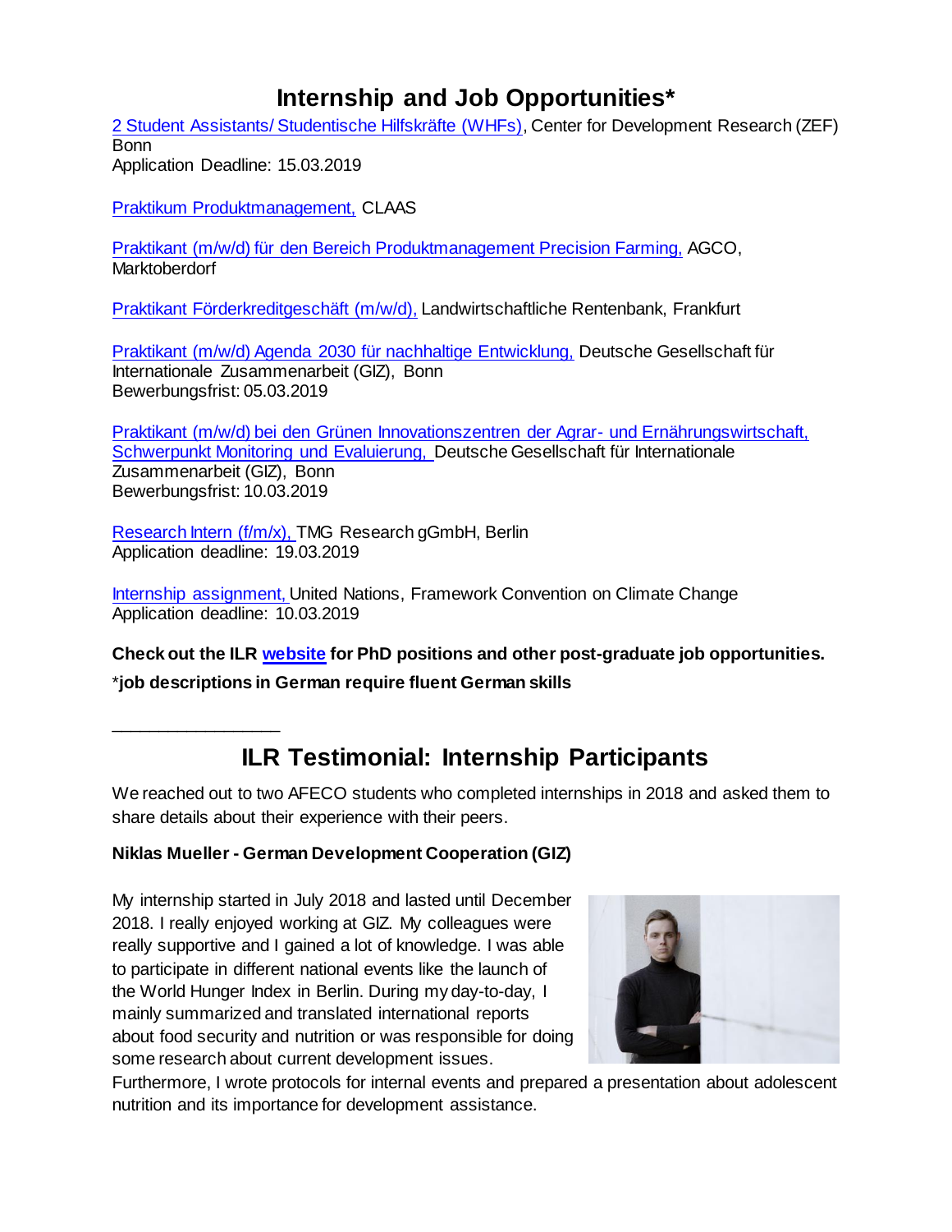# Internship and Job Opportunities*

2 Student Assistants/ Studentische Hilfskräfte (WHFs), Center for Development Research (ZEF) Bonn
Application Deadline: 15.03.2019

Praktikum Produktmanagement, CLAAS

Praktikant (m/w/d) für den Bereich Produktmanagement Precision Farming, AGCO, Marktoberdorf

Praktikant Förderkreditgeschäft (m/w/d), Landwirtschaftliche Rentenbank, Frankfurt

Praktikant (m/w/d) Agenda 2030 für nachhaltige Entwicklung, Deutsche Gesellschaft für Internationale Zusammenarbeit (GIZ), Bonn
Bewerbungsfrist: 05.03.2019

Praktikant (m/w/d) bei den Grünen Innovationszentren der Agrar- und Ernährungswirtschaft, Schwerpunkt Monitoring und Evaluierung, Deutsche Gesellschaft für Internationale Zusammenarbeit (GIZ), Bonn
Bewerbungsfrist: 10.03.2019

Research Intern (f/m/x), TMG Research gGmbH, Berlin
Application deadline: 19.03.2019

Internship assignment, United Nations, Framework Convention on Climate Change
Application deadline: 10.03.2019

**Check out the ILR website for PhD positions and other post-graduate job opportunities.**

*__job descriptions in German require fluent German skills__

---

# ILR Testimonial: Internship Participants

We reached out to two AFECO students who completed internships in 2018 and asked them to share details about their experience with their peers.

**Niklas Mueller - German Development Cooperation (GIZ)**

My internship started in July 2018 and lasted until December 2018. I really enjoyed working at GIZ. My colleagues were really supportive and I gained a lot of knowledge. I was able to participate in different national events like the launch of the World Hunger Index in Berlin. During my day-to-day, I mainly summarized and translated international reports about food security and nutrition or was responsible for doing some research about current development issues. Furthermore, I wrote protocols for internal events and prepared a presentation about adolescent nutrition and its importance for development assistance.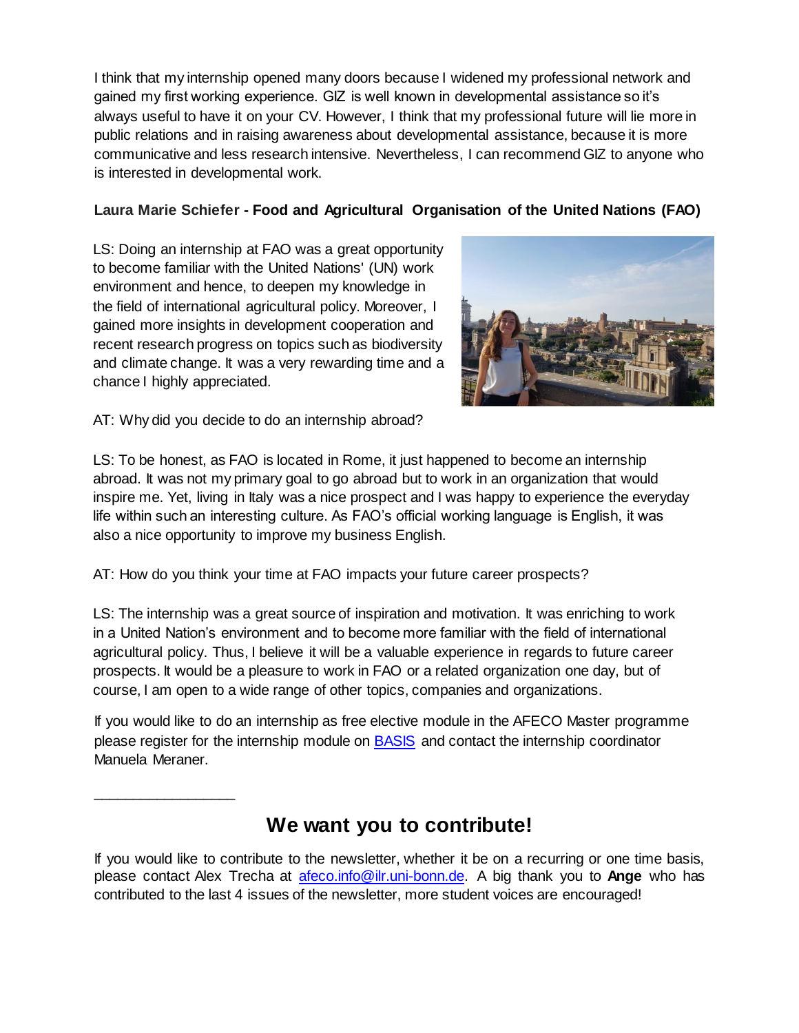I think that my internship opened many doors because I widened my professional network and gained my first working experience. GIZ is well known in developmental assistance so it's always useful to have it on your CV. However, I think that my professional future will lie more in public relations and in raising awareness about developmental assistance, because it is more communicative and less research intensive. Nevertheless, I can recommend GIZ to anyone who is interested in developmental work.

**Laura Marie Schiefer - Food and Agricultural Organisation of the United Nations (FAO)**

LS: Doing an internship at FAO was a great opportunity to become familiar with the United Nations' (UN) work environment and hence, to deepen my knowledge in the field of international agricultural policy. Moreover, I gained more insights in development cooperation and recent research progress on topics such as biodiversity and climate change. It was a very rewarding time and a chance I highly appreciated.

AT: Why did you decide to do an internship abroad?

LS: To be honest, as FAO is located in Rome, it just happened to become an internship abroad. It was not my primary goal to go abroad but to work in an organization that would inspire me. Yet, living in Italy was a nice prospect and I was happy to experience the everyday life within such an interesting culture. As FAO's official working language is English, it was also a nice opportunity to improve my business English.

AT: How do you think your time at FAO impacts your future career prospects?

LS: The internship was a great source of inspiration and motivation. It was enriching to work in a United Nation's environment and to become more familiar with the field of international agricultural policy. Thus, I believe it will be a valuable experience in regards to future career prospects. It would be a pleasure to work in FAO or a related organization one day, but of course, I am open to a wide range of other topics, companies and organizations.

If you would like to do an internship as free elective module in the AFECO Master programme please register for the internship module on [BASIS](BASIS) and contact the internship coordinator Manuela Meraner.

---

## We want you to contribute!

If you would like to contribute to the newsletter, whether it be on a recurring or one time basis, please contact Alex Trecha at [afeco.info@ilr.uni-bonn.de](mailto:afeco.info@ilr.uni-bonn.de). A big thank you to **Ange** who has contributed to the last 4 issues of the newsletter, more student voices are encouraged!